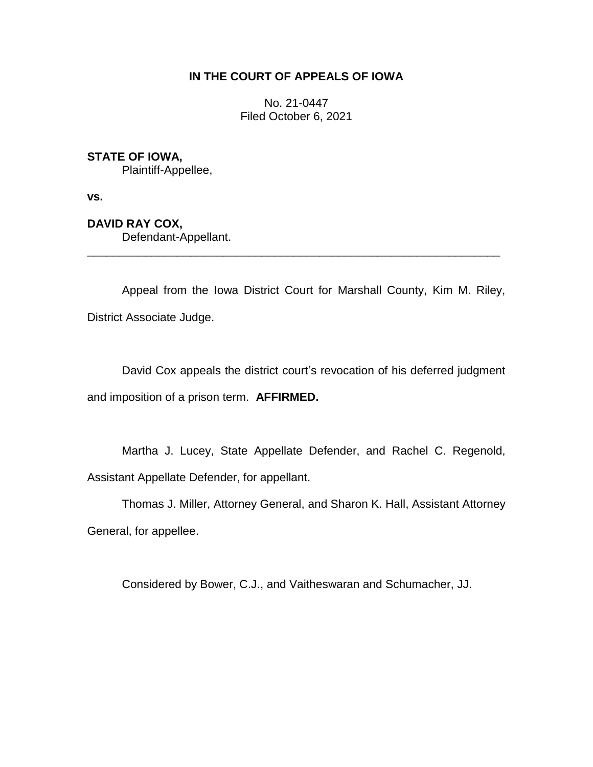**IN THE COURT OF APPEALS OF IOWA**

No. 21-0447
Filed October 6, 2021

**STATE OF IOWA,**
Plaintiff-Appellee,

**vs.**

**DAVID RAY COX,**
Defendant-Appellant.

---

Appeal from the Iowa District Court for Marshall County, Kim M. Riley, District Associate Judge.

David Cox appeals the district court's revocation of his deferred judgment and imposition of a prison term. **AFFIRMED.**

Martha J. Lucey, State Appellate Defender, and Rachel C. Regenold, Assistant Appellate Defender, for appellant.

Thomas J. Miller, Attorney General, and Sharon K. Hall, Assistant Attorney General, for appellee.

Considered by Bower, C.J., and Vaitheswaran and Schumacher, JJ.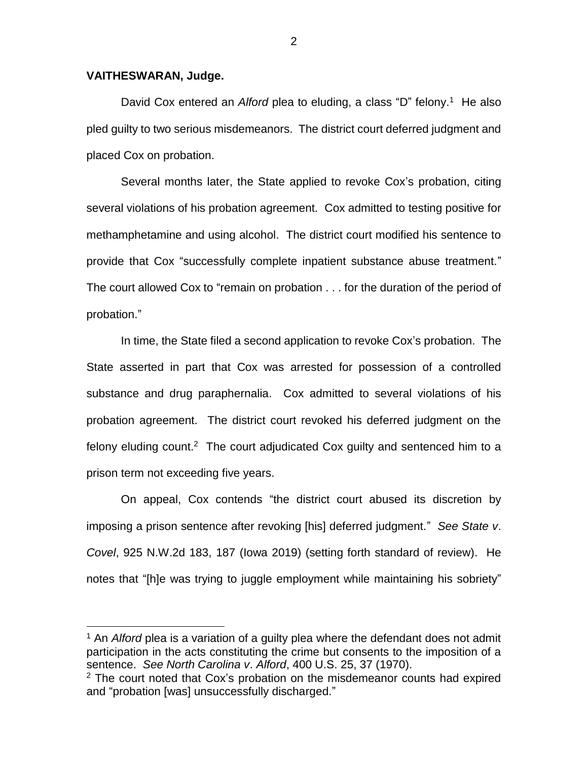**VAITHESWARAN, Judge.**

David Cox entered an *Alford* plea to eluding, a class "D" felony.[1] He also pled guilty to two serious misdemeanors. The district court deferred judgment and placed Cox on probation.

Several months later, the State applied to revoke Cox's probation, citing several violations of his probation agreement. Cox admitted to testing positive for methamphetamine and using alcohol. The district court modified his sentence to provide that Cox "successfully complete inpatient substance abuse treatment." The court allowed Cox to "remain on probation . . . for the duration of the period of probation."

In time, the State filed a second application to revoke Cox's probation. The State asserted in part that Cox was arrested for possession of a controlled substance and drug paraphernalia. Cox admitted to several violations of his probation agreement. The district court revoked his deferred judgment on the felony eluding count.[2] The court adjudicated Cox guilty and sentenced him to a prison term not exceeding five years.

On appeal, Cox contends "the district court abused its discretion by imposing a prison sentence after revoking [his] deferred judgment." *See State v. Covel*, 925 N.W.2d 183, 187 (Iowa 2019) (setting forth standard of review). He notes that "[h]e was trying to juggle employment while maintaining his sobriety"

---

[1] An *Alford* plea is a variation of a guilty plea where the defendant does not admit participation in the acts constituting the crime but consents to the imposition of a sentence. *See North Carolina v. Alford*, 400 U.S. 25, 37 (1970).

[2] The court noted that Cox's probation on the misdemeanor counts had expired and "probation [was] unsuccessfully discharged."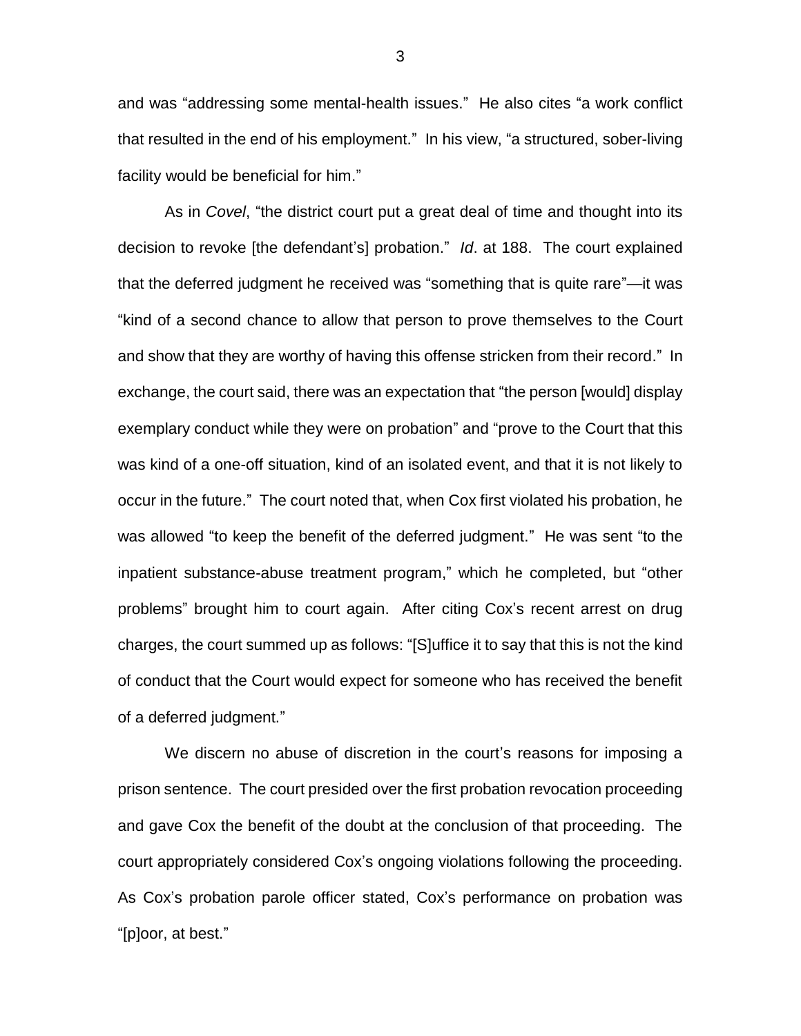and was "addressing some mental-health issues." He also cites "a work conflict that resulted in the end of his employment." In his view, "a structured, sober-living facility would be beneficial for him."

As in *Covel*, "the district court put a great deal of time and thought into its decision to revoke [the defendant's] probation." *Id*. at 188. The court explained that the deferred judgment he received was "something that is quite rare"—it was "kind of a second chance to allow that person to prove themselves to the Court and show that they are worthy of having this offense stricken from their record." In exchange, the court said, there was an expectation that "the person [would] display exemplary conduct while they were on probation" and "prove to the Court that this was kind of a one-off situation, kind of an isolated event, and that it is not likely to occur in the future." The court noted that, when Cox first violated his probation, he was allowed "to keep the benefit of the deferred judgment." He was sent "to the inpatient substance-abuse treatment program," which he completed, but "other problems" brought him to court again. After citing Cox's recent arrest on drug charges, the court summed up as follows: "[S]uffice it to say that this is not the kind of conduct that the Court would expect for someone who has received the benefit of a deferred judgment."

We discern no abuse of discretion in the court's reasons for imposing a prison sentence. The court presided over the first probation revocation proceeding and gave Cox the benefit of the doubt at the conclusion of that proceeding. The court appropriately considered Cox's ongoing violations following the proceeding. As Cox's probation parole officer stated, Cox's performance on probation was "[p]oor, at best."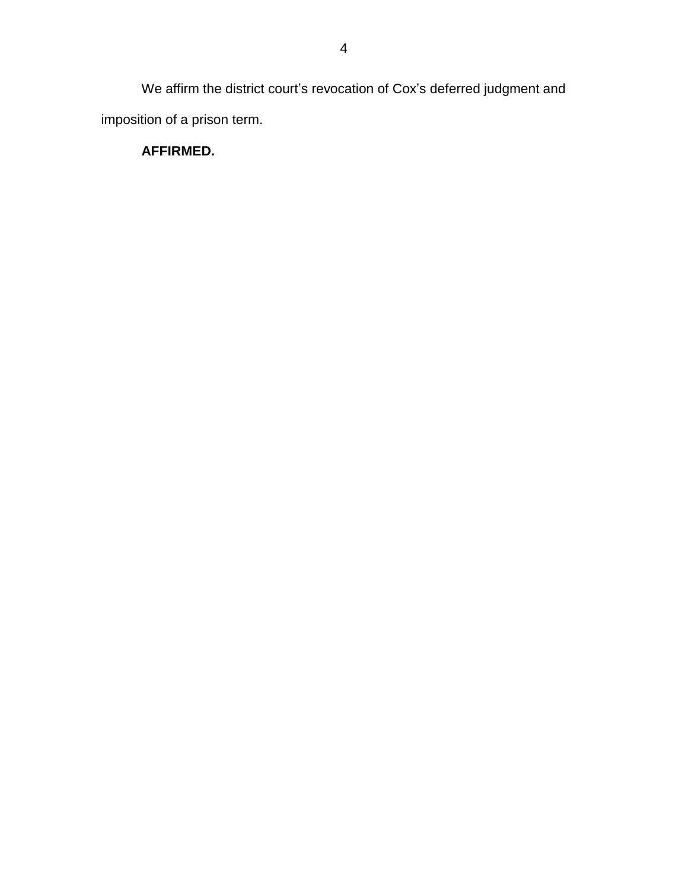We affirm the district court’s revocation of Cox’s deferred judgment and imposition of a prison term.

**AFFIRMED.**